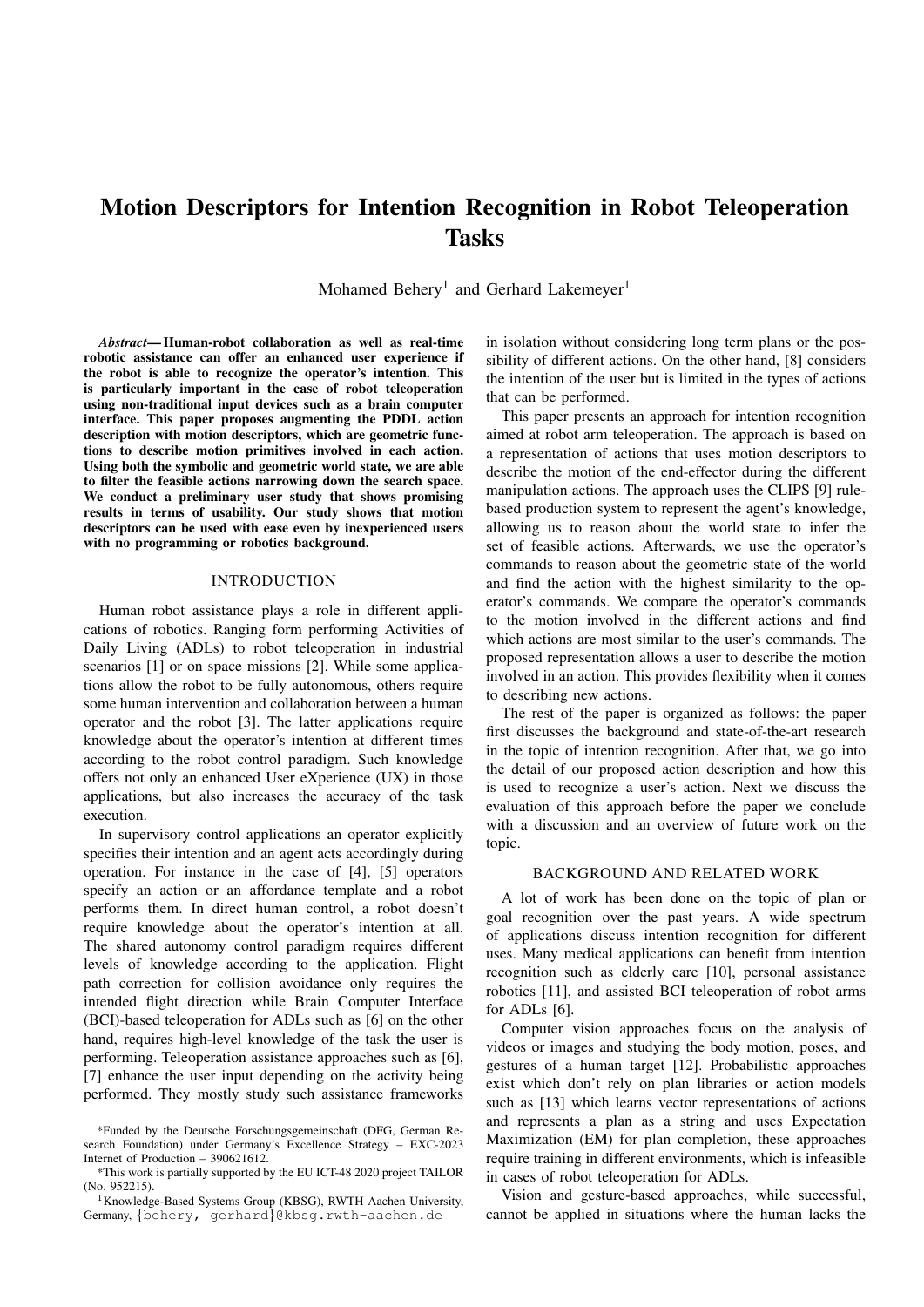# Motion Descriptors for Intention Recognition in Robot Teleoperation Tasks

Mohamed Behery[1] and Gerhard Lakemeyer[1]

***Abstract*— Human-robot collaboration as well as real-time robotic assistance can offer an enhanced user experience if the robot is able to recognize the operator's intention. This is particularly important in the case of robot teleoperation using non-traditional input devices such as a brain computer interface. This paper proposes augmenting the PDDL action description with motion descriptors, which are geometric functions to describe motion primitives involved in each action. Using both the symbolic and geometric world state, we are able to filter the feasible actions narrowing down the search space. We conduct a preliminary user study that shows promising results in terms of usability. Our study shows that motion descriptors can be used with ease even by inexperienced users with no programming or robotics background.**

## INTRODUCTION

Human robot assistance plays a role in different applications of robotics. Ranging form performing Activities of Daily Living (ADLs) to robot teleoperation in industrial scenarios [1] or on space missions [2]. While some applications allow the robot to be fully autonomous, others require some human intervention and collaboration between a human operator and the robot [3]. The latter applications require knowledge about the operator's intention at different times according to the robot control paradigm. Such knowledge offers not only an enhanced User eXperience (UX) in those applications, but also increases the accuracy of the task execution.

In supervisory control applications an operator explicitly specifies their intention and an agent acts accordingly during operation. For instance in the case of [4], [5] operators specify an action or an affordance template and a robot performs them. In direct human control, a robot doesn't require knowledge about the operator's intention at all. The shared autonomy control paradigm requires different levels of knowledge according to the application. Flight path correction for collision avoidance only requires the intended flight direction while Brain Computer Interface (BCI)-based teleoperation for ADLs such as [6] on the other hand, requires high-level knowledge of the task the user is performing. Teleoperation assistance approaches such as [6], [7] enhance the user input depending on the activity being performed. They mostly study such assistance frameworks in isolation without considering long term plans or the possibility of different actions. On the other hand, [8] considers the intention of the user but is limited in the types of actions that can be performed.

This paper presents an approach for intention recognition aimed at robot arm teleoperation. The approach is based on a representation of actions that uses motion descriptors to describe the motion of the end-effector during the different manipulation actions. The approach uses the CLIPS [9] rule-based production system to represent the agent's knowledge, allowing us to reason about the world state to infer the set of feasible actions. Afterwards, we use the operator's commands to reason about the geometric state of the world and find the action with the highest similarity to the operator's commands. We compare the operator's commands to the motion involved in the different actions and find which actions are most similar to the user's commands. The proposed representation allows a user to describe the motion involved in an action. This provides flexibility when it comes to describing new actions.

The rest of the paper is organized as follows: the paper first discusses the background and state-of-the-art research in the topic of intention recognition. After that, we go into the detail of our proposed action description and how this is used to recognize a user's action. Next we discuss the evaluation of this approach before the paper we conclude with a discussion and an overview of future work on the topic.

## BACKGROUND AND RELATED WORK

A lot of work has been done on the topic of plan or goal recognition over the past years. A wide spectrum of applications discuss intention recognition for different uses. Many medical applications can benefit from intention recognition such as elderly care [10], personal assistance robotics [11], and assisted BCI teleoperation of robot arms for ADLs [6].

Computer vision approaches focus on the analysis of videos or images and studying the body motion, poses, and gestures of a human target [12]. Probabilistic approaches exist which don't rely on plan libraries or action models such as [13] which learns vector representations of actions and represents a plan as a string and uses Expectation Maximization (EM) for plan completion, these approaches require training in different environments, which is infeasible in cases of robot teleoperation for ADLs.

Vision and gesture-based approaches, while successful, cannot be applied in situations where the human lacks the

*Funded by the Deutsche Forschungsgemeinschaft (DFG, German Research Foundation) under Germany's Excellence Strategy – EXC-2023 Internet of Production – 390621612.

*This work is partially supported by the EU ICT-48 2020 project TAILOR (No. 952215).

[1]Knowledge-Based Systems Group (KBSG), RWTH Aachen University, Germany, {behery, gerhard}@kbsg.rwth-aachen.de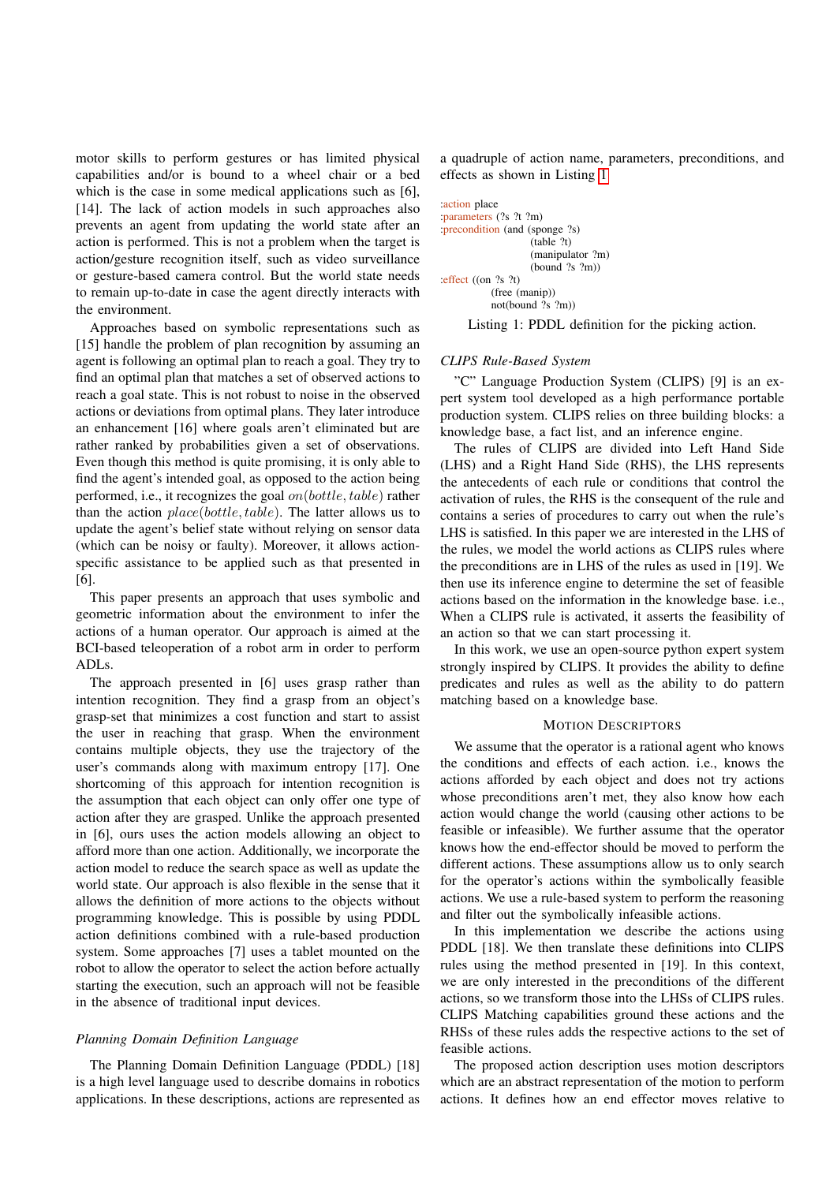motor skills to perform gestures or has limited physical capabilities and/or is bound to a wheel chair or a bed which is the case in some medical applications such as [6], [14]. The lack of action models in such approaches also prevents an agent from updating the world state after an action is performed. This is not a problem when the target is action/gesture recognition itself, such as video surveillance or gesture-based camera control. But the world state needs to remain up-to-date in case the agent directly interacts with the environment.

Approaches based on symbolic representations such as [15] handle the problem of plan recognition by assuming an agent is following an optimal plan to reach a goal. They try to find an optimal plan that matches a set of observed actions to reach a goal state. This is not robust to noise in the observed actions or deviations from optimal plans. They later introduce an enhancement [16] where goals aren't eliminated but are rather ranked by probabilities given a set of observations. Even though this method is quite promising, it is only able to find the agent's intended goal, as opposed to the action being performed, i.e., it recognizes the goal $on(bottle, table)$ rather than the action $place(bottle, table)$. The latter allows us to update the agent's belief state without relying on sensor data (which can be noisy or faulty). Moreover, it allows action-specific assistance to be applied such as that presented in [6].

This paper presents an approach that uses symbolic and geometric information about the environment to infer the actions of a human operator. Our approach is aimed at the BCI-based teleoperation of a robot arm in order to perform ADLs.

The approach presented in [6] uses grasp rather than intention recognition. They find a grasp from an object's grasp-set that minimizes a cost function and start to assist the user in reaching that grasp. When the environment contains multiple objects, they use the trajectory of the user's commands along with maximum entropy [17]. One shortcoming of this approach for intention recognition is the assumption that each object can only offer one type of action after they are grasped. Unlike the approach presented in [6], ours uses the action models allowing an object to afford more than one action. Additionally, we incorporate the action model to reduce the search space as well as update the world state. Our approach is also flexible in the sense that it allows the definition of more actions to the objects without programming knowledge. This is possible by using PDDL action definitions combined with a rule-based production system. Some approaches [7] uses a tablet mounted on the robot to allow the operator to select the action before actually starting the execution, such an approach will not be feasible in the absence of traditional input devices.

### *Planning Domain Definition Language*

The Planning Domain Definition Language (PDDL) [18] is a high level language used to describe domains in robotics applications. In these descriptions, actions are represented as a quadruple of action name, parameters, preconditions, and effects as shown in Listing 1

```
:action place
:parameters (?s ?t ?m)
:precondition (and (sponge ?s)
                   (table ?t)
                   (manipulator ?m)
                   (bound ?s ?m))
:effect ((on ?s ?t)
         (free (manip))
         not(bound ?s ?m))
```

Listing 1: PDDL definition for the picking action.

### *CLIPS Rule-Based System*

"C" Language Production System (CLIPS) [9] is an expert system tool developed as a high performance portable production system. CLIPS relies on three building blocks: a knowledge base, a fact list, and an inference engine.

The rules of CLIPS are divided into Left Hand Side (LHS) and a Right Hand Side (RHS), the LHS represents the antecedents of each rule or conditions that control the activation of rules, the RHS is the consequent of the rule and contains a series of procedures to carry out when the rule's LHS is satisfied. In this paper we are interested in the LHS of the rules, we model the world actions as CLIPS rules where the preconditions are in LHS of the rules as used in [19]. We then use its inference engine to determine the set of feasible actions based on the information in the knowledge base. i.e., When a CLIPS rule is activated, it asserts the feasibility of an action so that we can start processing it.

In this work, we use an open-source python expert system strongly inspired by CLIPS. It provides the ability to define predicates and rules as well as the ability to do pattern matching based on a knowledge base.

## Motion Descriptors

We assume that the operator is a rational agent who knows the conditions and effects of each action. i.e., knows the actions afforded by each object and does not try actions whose preconditions aren't met, they also know how each action would change the world (causing other actions to be feasible or infeasible). We further assume that the operator knows how the end-effector should be moved to perform the different actions. These assumptions allow us to only search for the operator's actions within the symbolically feasible actions. We use a rule-based system to perform the reasoning and filter out the symbolically infeasible actions.

In this implementation we describe the actions using PDDL [18]. We then translate these definitions into CLIPS rules using the method presented in [19]. In this context, we are only interested in the preconditions of the different actions, so we transform those into the LHSs of CLIPS rules. CLIPS Matching capabilities ground these actions and the RHSs of these rules adds the respective actions to the set of feasible actions.

The proposed action description uses motion descriptors which are an abstract representation of the motion to perform actions. It defines how an end effector moves relative to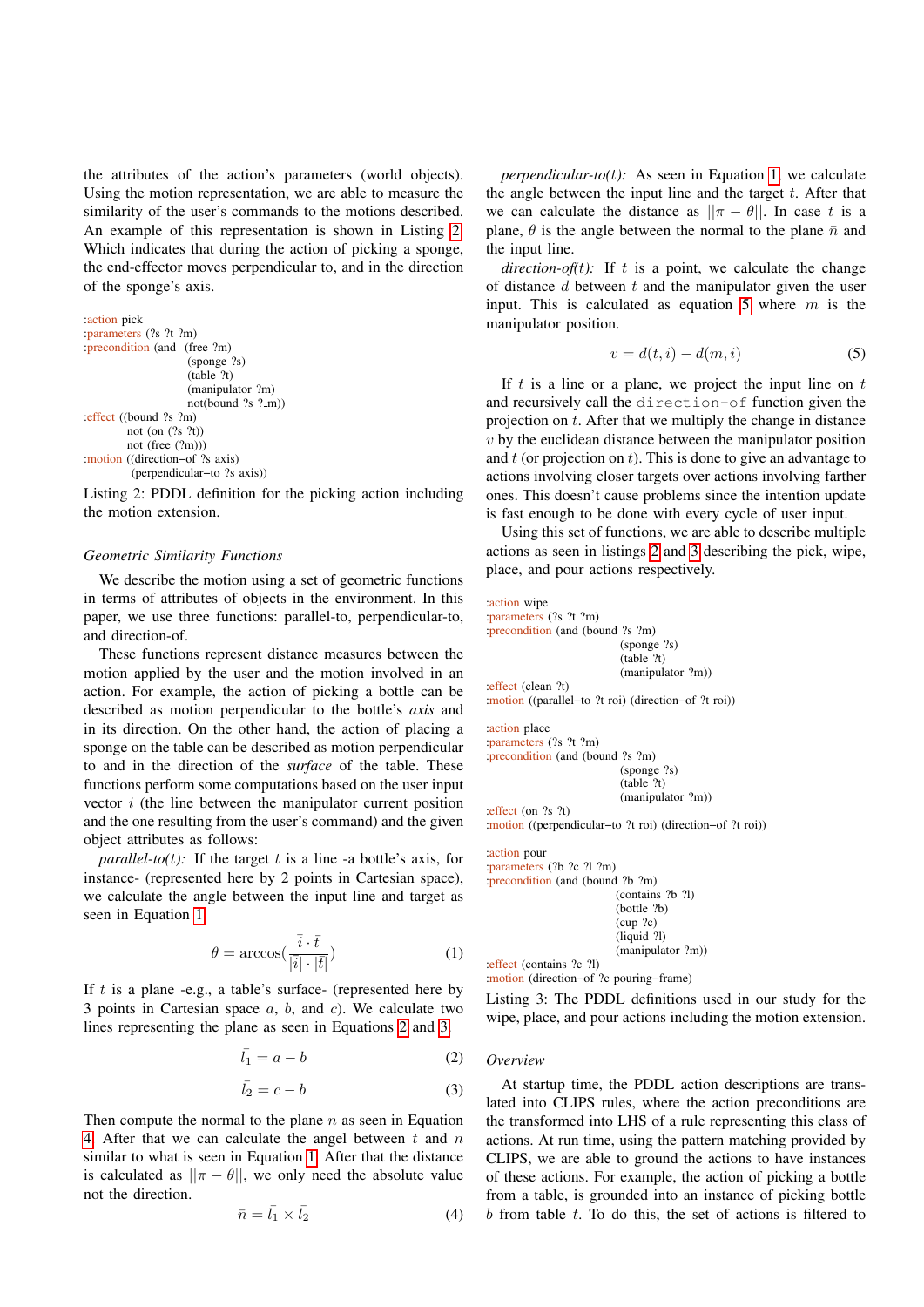the attributes of the action's parameters (world objects). Using the motion representation, we are able to measure the similarity of the user's commands to the motions described. An example of this representation is shown in Listing 2. Which indicates that during the action of picking a sponge, the end-effector moves perpendicular to, and in the direction of the sponge's axis.

```
:action pick
:parameters (?s ?t ?m)
:precondition (and  (free ?m)
                    (sponge ?s)
                    (table ?t)
                    (manipulator ?m)
                    not(bound ?s ?_m))
:effect ((bound ?s ?m)
         not (on (?s ?t))
         not (free (?m)))
:motion ((direction–of ?s axis)
         (perpendicular–to ?s axis))
```

Listing 2: PDDL definition for the picking action including the motion extension.

### Geometric Similarity Functions

We describe the motion using a set of geometric functions in terms of attributes of objects in the environment. In this paper, we use three functions: parallel-to, perpendicular-to, and direction-of.

These functions represent distance measures between the motion applied by the user and the motion involved in an action. For example, the action of picking a bottle can be described as motion perpendicular to the bottle's *axis* and in its direction. On the other hand, the action of placing a sponge on the table can be described as motion perpendicular to and in the direction of the *surface* of the table. These functions perform some computations based on the user input vector $i$ (the line between the manipulator current position and the one resulting from the user's command) and the given object attributes as follows:

*parallel-to(t):* If the target $t$ is a line -a bottle's axis, for instance- (represented here by 2 points in Cartesian space), we calculate the angle between the input line and target as seen in Equation 1

$$\theta = \arccos\left(\frac{\bar{i} \cdot \bar{t}}{|\bar{i}| \cdot |\bar{t}|}\right) \tag{1}$$

If $t$ is a plane -e.g., a table's surface- (represented here by 3 points in Cartesian space $a$, $b$, and $c$). We calculate two lines representing the plane as seen in Equations 2 and 3

$$\bar{l_1} = a - b \tag{2}$$

$$\bar{l_2} = c - b \tag{3}$$

Then compute the normal to the plane $n$ as seen in Equation 4. After that we can calculate the angel between $t$ and $n$ similar to what is seen in Equation 1. After that the distance is calculated as $||\pi - \theta||$, we only need the absolute value not the direction.

$$\bar{n} = \bar{l_1} \times \bar{l_2} \tag{4}$$

*perpendicular-to(t):* As seen in Equation 1, we calculate the angle between the input line and the target $t$. After that we can calculate the distance as $||\pi - \theta||$. In case $t$ is a plane, $\theta$ is the angle between the normal to the plane $\bar{n}$ and the input line.

*direction-of(t):* If $t$ is a point, we calculate the change of distance $d$ between $t$ and the manipulator given the user input. This is calculated as equation 5 where $m$ is the manipulator position.

$$v = d(t, i) - d(m, i) \tag{5}$$

If $t$ is a line or a plane, we project the input line on $t$ and recursively call the `direction-of` function given the projection on $t$. After that we multiply the change in distance $v$ by the euclidean distance between the manipulator position and $t$ (or projection on $t$). This is done to give an advantage to actions involving closer targets over actions involving farther ones. This doesn't cause problems since the intention update is fast enough to be done with every cycle of user input.

Using this set of functions, we are able to describe multiple actions as seen in listings 2 and 3 describing the pick, wipe, place, and pour actions respectively.

```
:action wipe
:parameters (?s ?t ?m)
:precondition (and (bound ?s ?m)
                   (sponge ?s)
                   (table ?t)
                   (manipulator ?m))
:effect (clean ?t)
:motion ((parallel–to ?t roi) (direction–of ?t roi))

:action place
:parameters (?s ?t ?m)
:precondition (and (bound ?s ?m)
                   (sponge ?s)
                   (table ?t)
                   (manipulator ?m))
:effect (on ?s ?t)
:motion ((perpendicular–to ?t roi) (direction–of ?t roi))

:action pour
:parameters (?b ?c ?l ?m)
:precondition (and (bound ?b ?m)
                   (contains ?b ?l)
                   (bottle ?b)
                   (cup ?c)
                   (liquid ?l)
                   (manipulator ?m))
:effect (contains ?c ?l)
:motion (direction–of ?c pouring–frame)
```

Listing 3: The PDDL definitions used in our study for the wipe, place, and pour actions including the motion extension.

### Overview

At startup time, the PDDL action descriptions are translated into CLIPS rules, where the action preconditions are the transformed into LHS of a rule representing this class of actions. At run time, using the pattern matching provided by CLIPS, we are able to ground the actions to have instances of these actions. For example, the action of picking a bottle from a table, is grounded into an instance of picking bottle $b$ from table $t$. To do this, the set of actions is filtered to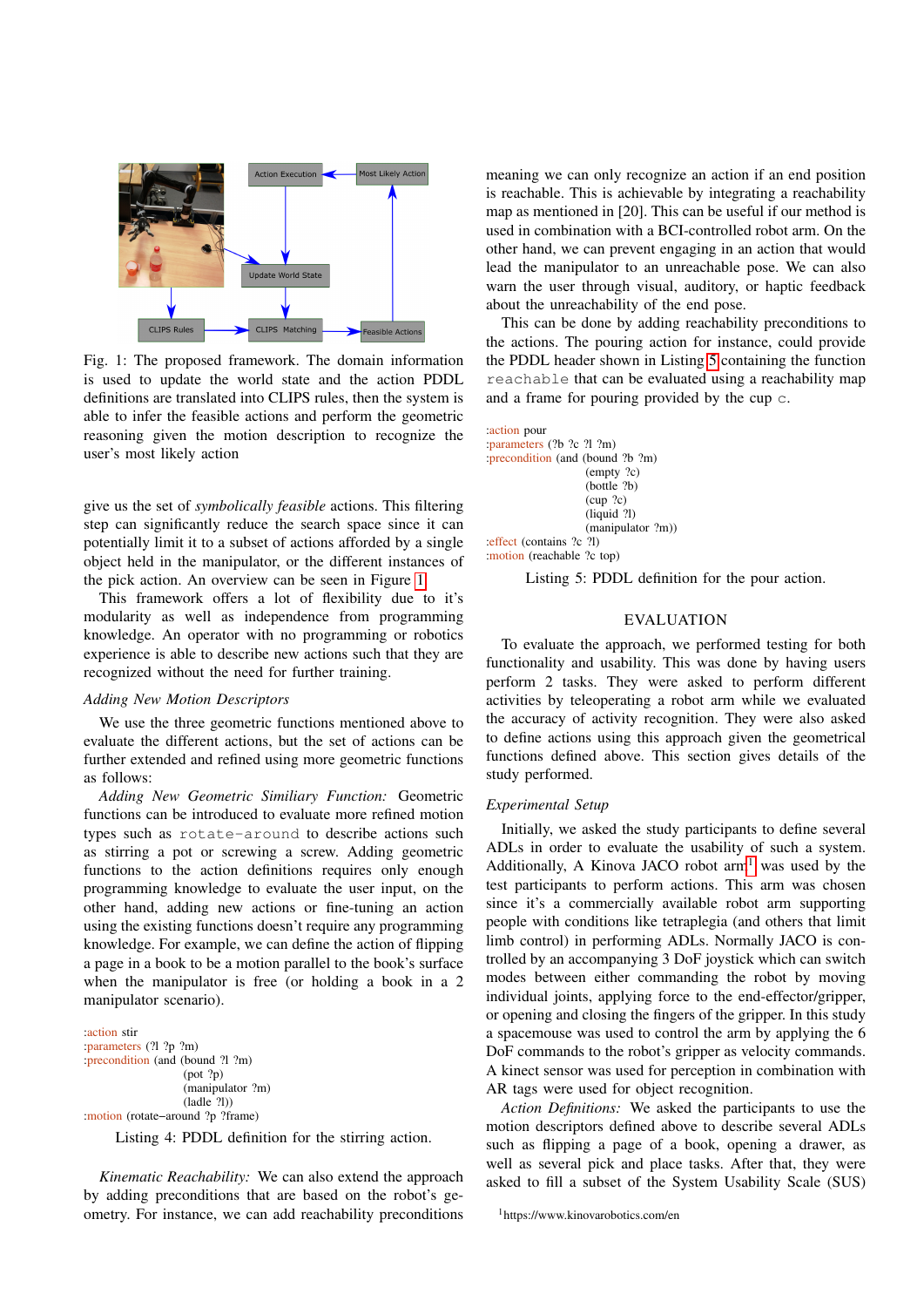Fig. 1: The proposed framework. The domain information is used to update the world state and the action PDDL definitions are translated into CLIPS rules, then the system is able to infer the feasible actions and perform the geometric reasoning given the motion description to recognize the user's most likely action

give us the set of *symbolically feasible* actions. This filtering step can significantly reduce the search space since it can potentially limit it to a subset of actions afforded by a single object held in the manipulator, or the different instances of the pick action. An overview can be seen in Figure 1.

This framework offers a lot of flexibility due to it's modularity as well as independence from programming knowledge. An operator with no programming or robotics experience is able to describe new actions such that they are recognized without the need for further training.

### *Adding New Motion Descriptors*

We use the three geometric functions mentioned above to evaluate the different actions, but the set of actions can be further extended and refined using more geometric functions as follows:

*Adding New Geometric Similiary Function:* Geometric functions can be introduced to evaluate more refined motion types such as `rotate-around` to describe actions such as stirring a pot or screwing a screw. Adding geometric functions to the action definitions requires only enough programming knowledge to evaluate the user input, on the other hand, adding new actions or fine-tuning an action using the existing functions doesn't require any programming knowledge. For example, we can define the action of flipping a page in a book to be a motion parallel to the book's surface when the manipulator is free (or holding a book in a 2 manipulator scenario).

```
:action stir
:parameters (?l ?p ?m)
:precondition (and (bound ?l ?m)
                   (pot ?p)
                   (manipulator ?m)
                   (ladle ?l))
:motion (rotate−around ?p ?frame)
```

Listing 4: PDDL definition for the stirring action.

*Kinematic Reachability:* We can also extend the approach by adding preconditions that are based on the robot's geometry. For instance, we can add reachability preconditions meaning we can only recognize an action if an end position is reachable. This is achievable by integrating a reachability map as mentioned in [20]. This can be useful if our method is used in combination with a BCI-controlled robot arm. On the other hand, we can prevent engaging in an action that would lead the manipulator to an unreachable pose. We can also warn the user through visual, auditory, or haptic feedback about the unreachability of the end pose.

This can be done by adding reachability preconditions to the actions. The pouring action for instance, could provide the PDDL header shown in Listing 5 containing the function `reachable` that can be evaluated using a reachability map and a frame for pouring provided by the cup `c`.

```
:action pour
:parameters (?b ?c ?l ?m)
:precondition (and (bound ?b ?m)
                   (empty ?c)
                   (bottle ?b)
                   (cup ?c)
                   (liquid ?l)
                   (manipulator ?m))
:effect (contains ?c ?l)
:motion (reachable ?c top)
```

Listing 5: PDDL definition for the pour action.

## EVALUATION

To evaluate the approach, we performed testing for both functionality and usability. This was done by having users perform 2 tasks. They were asked to perform different activities by teleoperating a robot arm while we evaluated the accuracy of activity recognition. They were also asked to define actions using this approach given the geometrical functions defined above. This section gives details of the study performed.

### *Experimental Setup*

Initially, we asked the study participants to define several ADLs in order to evaluate the usability of such a system. Additionally, A Kinova JACO robot arm[1] was used by the test participants to perform actions. This arm was chosen since it's a commercially available robot arm supporting people with conditions like tetraplegia (and others that limit limb control) in performing ADLs. Normally JACO is controlled by an accompanying 3 DoF joystick which can switch modes between either commanding the robot by moving individual joints, applying force to the end-effector/gripper, or opening and closing the fingers of the gripper. In this study a spacemouse was used to control the arm by applying the 6 DoF commands to the robot's gripper as velocity commands. A kinect sensor was used for perception in combination with AR tags were used for object recognition.

*Action Definitions:* We asked the participants to use the motion descriptors defined above to describe several ADLs such as flipping a page of a book, opening a drawer, as well as several pick and place tasks. After that, they were asked to fill a subset of the System Usability Scale (SUS)

[1]https://www.kinovarobotics.com/en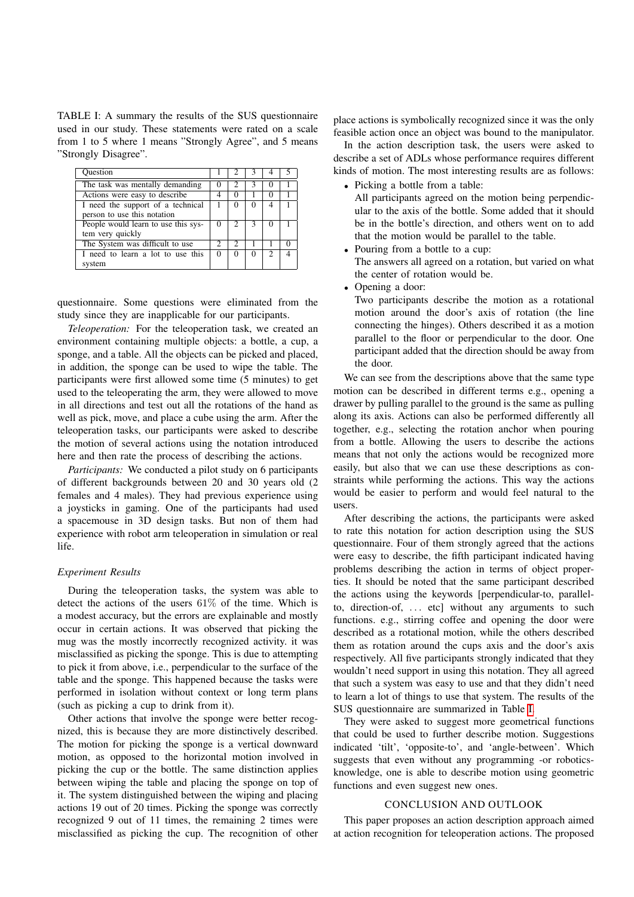TABLE I: A summary the results of the SUS questionnaire used in our study. These statements were rated on a scale from 1 to 5 where 1 means "Strongly Agree", and 5 means "Strongly Disagree".

| Question | 1 | 2 | 3 | 4 | 5 |
|---|---|---|---|---|---|
| The task was mentally demanding | 0 | 2 | 3 | 0 | 1 |
| Actions were easy to describe | 4 | 0 | 1 | 0 | 1 |
| I need the support of a technical person to use this notation | 1 | 0 | 0 | 4 | 1 |
| People would learn to use this system very quickly | 0 | 2 | 3 | 0 | 1 |
| The System was difficult to use | 2 | 2 | 1 | 1 | 0 |
| I need to learn a lot to use this system | 0 | 0 | 0 | 2 | 4 |

questionnaire. Some questions were eliminated from the study since they are inapplicable for our participants.

*Teleoperation:* For the teleoperation task, we created an environment containing multiple objects: a bottle, a cup, a sponge, and a table. All the objects can be picked and placed, in addition, the sponge can be used to wipe the table. The participants were first allowed some time (5 minutes) to get used to the teleoperating the arm, they were allowed to move in all directions and test out all the rotations of the hand as well as pick, move, and place a cube using the arm. After the teleoperation tasks, our participants were asked to describe the motion of several actions using the notation introduced here and then rate the process of describing the actions.

*Participants:* We conducted a pilot study on 6 participants of different backgrounds between 20 and 30 years old (2 females and 4 males). They had previous experience using a joysticks in gaming. One of the participants had used a spacemouse in 3D design tasks. But non of them had experience with robot arm teleoperation in simulation or real life.

*Experiment Results*

During the teleoperation tasks, the system was able to detect the actions of the users 61% of the time. Which is a modest accuracy, but the errors are explainable and mostly occur in certain actions. It was observed that picking the mug was the mostly incorrectly recognized activity. it was misclassified as picking the sponge. This is due to attempting to pick it from above, i.e., perpendicular to the surface of the table and the sponge. This happened because the tasks were performed in isolation without context or long term plans (such as picking a cup to drink from it).

Other actions that involve the sponge were better recognized, this is because they are more distinctively described. The motion for picking the sponge is a vertical downward motion, as opposed to the horizontal motion involved in picking the cup or the bottle. The same distinction applies between wiping the table and placing the sponge on top of it. The system distinguished between the wiping and placing actions 19 out of 20 times. Picking the sponge was correctly recognized 9 out of 11 times, the remaining 2 times were misclassified as picking the cup. The recognition of other place actions is symbolically recognized since it was the only feasible action once an object was bound to the manipulator.

In the action description task, the users were asked to describe a set of ADLs whose performance requires different kinds of motion. The most interesting results are as follows:

- Picking a bottle from a table:
  All participants agreed on the motion being perpendicular to the axis of the bottle. Some added that it should be in the bottle's direction, and others went on to add that the motion would be parallel to the table.
- Pouring from a bottle to a cup:
  The answers all agreed on a rotation, but varied on what the center of rotation would be.
- Opening a door:
  Two participants describe the motion as a rotational motion around the door's axis of rotation (the line connecting the hinges). Others described it as a motion parallel to the floor or perpendicular to the door. One participant added that the direction should be away from the door.

We can see from the descriptions above that the same type motion can be described in different terms e.g., opening a drawer by pulling parallel to the ground is the same as pulling along its axis. Actions can also be performed differently all together, e.g., selecting the rotation anchor when pouring from a bottle. Allowing the users to describe the actions means that not only the actions would be recognized more easily, but also that we can use these descriptions as constraints while performing the actions. This way the actions would be easier to perform and would feel natural to the users.

After describing the actions, the participants were asked to rate this notation for action description using the SUS questionnaire. Four of them strongly agreed that the actions were easy to describe, the fifth participant indicated having problems describing the action in terms of object properties. It should be noted that the same participant described the actions using the keywords [perpendicular-to, parallel-to, direction-of, ... etc] without any arguments to such functions. e.g., stirring coffee and opening the door were described as a rotational motion, while the others described them as rotation around the cups axis and the door's axis respectively. All five participants strongly indicated that they wouldn't need support in using this notation. They all agreed that such a system was easy to use and that they didn't need to learn a lot of things to use that system. The results of the SUS questionnaire are summarized in Table I.

They were asked to suggest more geometrical functions that could be used to further describe motion. Suggestions indicated 'tilt', 'opposite-to', and 'angle-between'. Which suggests that even without any programming -or robotics-knowledge, one is able to describe motion using geometric functions and even suggest new ones.

## CONCLUSION AND OUTLOOK

This paper proposes an action description approach aimed at action recognition for teleoperation actions. The proposed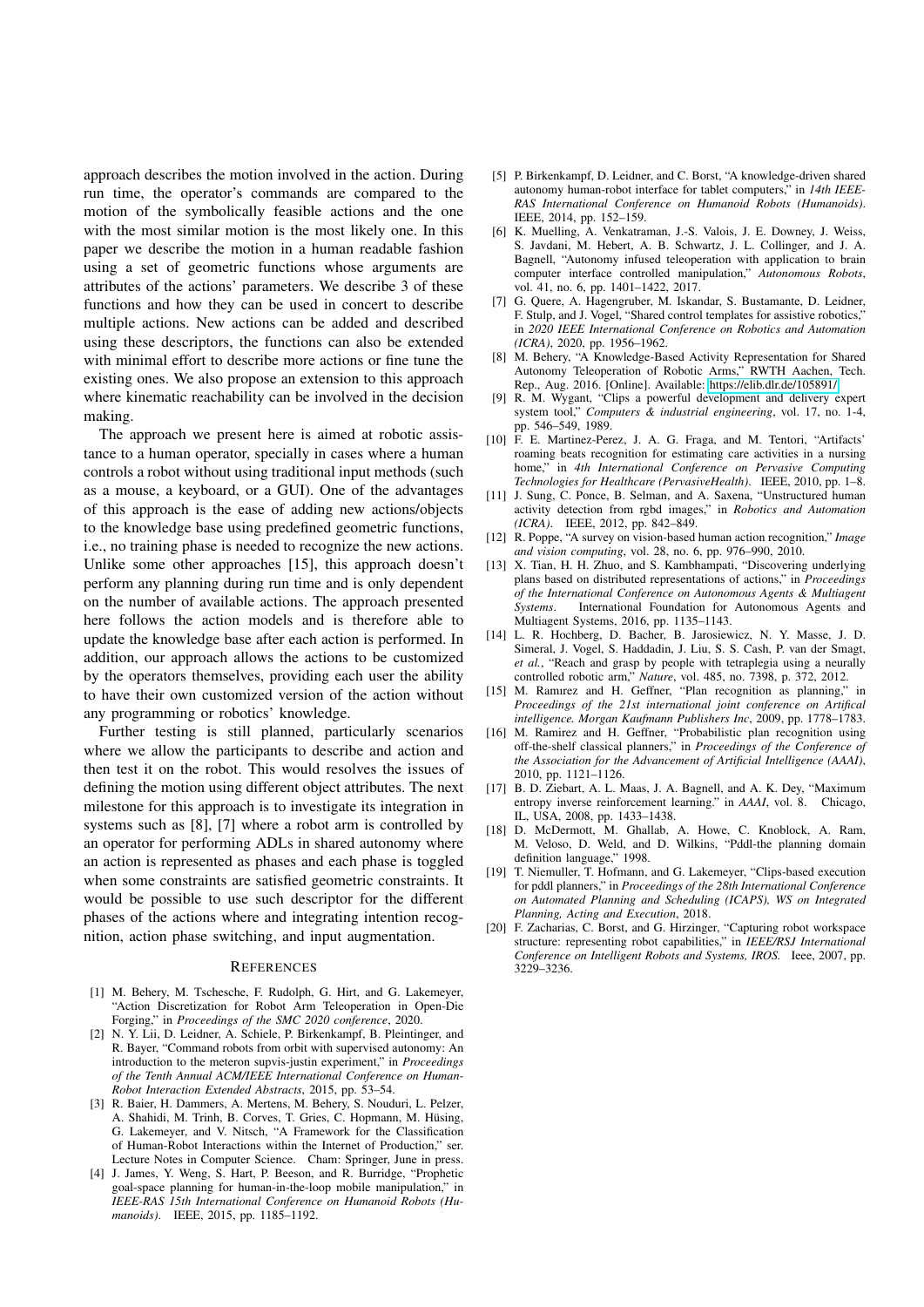approach describes the motion involved in the action. During run time, the operator's commands are compared to the motion of the symbolically feasible actions and the one with the most similar motion is the most likely one. In this paper we describe the motion in a human readable fashion using a set of geometric functions whose arguments are attributes of the actions' parameters. We describe 3 of these functions and how they can be used in concert to describe multiple actions. New actions can be added and described using these descriptors, the functions can also be extended with minimal effort to describe more actions or fine tune the existing ones. We also propose an extension to this approach where kinematic reachability can be involved in the decision making.

The approach we present here is aimed at robotic assistance to a human operator, specially in cases where a human controls a robot without using traditional input methods (such as a mouse, a keyboard, or a GUI). One of the advantages of this approach is the ease of adding new actions/objects to the knowledge base using predefined geometric functions, i.e., no training phase is needed to recognize the new actions. Unlike some other approaches [15], this approach doesn't perform any planning during run time and is only dependent on the number of available actions. The approach presented here follows the action models and is therefore able to update the knowledge base after each action is performed. In addition, our approach allows the actions to be customized by the operators themselves, providing each user the ability to have their own customized version of the action without any programming or robotics' knowledge.

Further testing is still planned, particularly scenarios where we allow the participants to describe and action and then test it on the robot. This would resolves the issues of defining the motion using different object attributes. The next milestone for this approach is to investigate its integration in systems such as [8], [7] where a robot arm is controlled by an operator for performing ADLs in shared autonomy where an action is represented as phases and each phase is toggled when some constraints are satisfied geometric constraints. It would be possible to use such descriptor for the different phases of the actions where and integrating intention recognition, action phase switching, and input augmentation.

## References

[1] M. Behery, M. Tschesche, F. Rudolph, G. Hirt, and G. Lakemeyer, "Action Discretization for Robot Arm Teleoperation in Open-Die Forging," in *Proceedings of the SMC 2020 conference*, 2020.

[2] N. Y. Lii, D. Leidner, A. Schiele, P. Birkenkampf, B. Pleintinger, and R. Bayer, "Command robots from orbit with supervised autonomy: An introduction to the meteron supvis-justin experiment," in *Proceedings of the Tenth Annual ACM/IEEE International Conference on Human-Robot Interaction Extended Abstracts*, 2015, pp. 53–54.

[3] R. Baier, H. Dammers, A. Mertens, M. Behery, S. Nouduri, L. Pelzer, A. Shahidi, M. Trinh, B. Corves, T. Gries, C. Hopmann, M. Hüsing, G. Lakemeyer, and V. Nitsch, "A Framework for the Classification of Human-Robot Interactions within the Internet of Production," ser. Lecture Notes in Computer Science. Cham: Springer, June in press.

[4] J. James, Y. Weng, S. Hart, P. Beeson, and R. Burridge, "Prophetic goal-space planning for human-in-the-loop mobile manipulation," in *IEEE-RAS 15th International Conference on Humanoid Robots (Humanoids)*. IEEE, 2015, pp. 1185–1192.

[5] P. Birkenkampf, D. Leidner, and C. Borst, "A knowledge-driven shared autonomy human-robot interface for tablet computers," in *14th IEEE-RAS International Conference on Humanoid Robots (Humanoids)*. IEEE, 2014, pp. 152–159.

[6] K. Muelling, A. Venkatraman, J.-S. Valois, J. E. Downey, J. Weiss, S. Javdani, M. Hebert, A. B. Schwartz, J. L. Collinger, and J. A. Bagnell, "Autonomy infused teleoperation with application to brain computer interface controlled manipulation," *Autonomous Robots*, vol. 41, no. 6, pp. 1401–1422, 2017.

[7] G. Quere, A. Hagengruber, M. Iskandar, S. Bustamante, D. Leidner, F. Stulp, and J. Vogel, "Shared control templates for assistive robotics," in *2020 IEEE International Conference on Robotics and Automation (ICRA)*, 2020, pp. 1956–1962.

[8] M. Behery, "A Knowledge-Based Activity Representation for Shared Autonomy Teleoperation of Robotic Arms," RWTH Aachen, Tech. Rep., Aug. 2016. [Online]. Available: https://elib.dlr.de/105891/

[9] R. M. Wygant, "Clips a powerful development and delivery expert system tool," *Computers & industrial engineering*, vol. 17, no. 1-4, pp. 546–549, 1989.

[10] F. E. Martinez-Perez, J. A. G. Fraga, and M. Tentori, "Artifacts' roaming beats recognition for estimating care activities in a nursing home," in *4th International Conference on Pervasive Computing Technologies for Healthcare (PervasiveHealth)*. IEEE, 2010, pp. 1–8.

[11] J. Sung, C. Ponce, B. Selman, and A. Saxena, "Unstructured human activity detection from rgbd images," in *Robotics and Automation (ICRA)*. IEEE, 2012, pp. 842–849.

[12] R. Poppe, "A survey on vision-based human action recognition," *Image and vision computing*, vol. 28, no. 6, pp. 976–990, 2010.

[13] X. Tian, H. H. Zhuo, and S. Kambhampati, "Discovering underlying plans based on distributed representations of actions," in *Proceedings of the International Conference on Autonomous Agents & Multiagent Systems*. International Foundation for Autonomous Agents and Multiagent Systems, 2016, pp. 1135–1143.

[14] L. R. Hochberg, D. Bacher, B. Jarosiewicz, N. Y. Masse, J. D. Simeral, J. Vogel, S. Haddadin, J. Liu, S. S. Cash, P. van der Smagt, *et al.*, "Reach and grasp by people with tetraplegia using a neurally controlled robotic arm," *Nature*, vol. 485, no. 7398, p. 372, 2012.

[15] M. Ramırez and H. Geffner, "Plan recognition as planning," in *Proceedings of the 21st international joint conference on Artifical intelligence. Morgan Kaufmann Publishers Inc*, 2009, pp. 1778–1783.

[16] M. Ramirez and H. Geffner, "Probabilistic plan recognition using off-the-shelf classical planners," in *Proceedings of the Conference of the Association for the Advancement of Artificial Intelligence (AAAI)*, 2010, pp. 1121–1126.

[17] B. D. Ziebart, A. L. Maas, J. A. Bagnell, and A. K. Dey, "Maximum entropy inverse reinforcement learning." in *AAAI*, vol. 8. Chicago, IL, USA, 2008, pp. 1433–1438.

[18] D. McDermott, M. Ghallab, A. Howe, C. Knoblock, A. Ram, M. Veloso, D. Weld, and D. Wilkins, "Pddl-the planning domain definition language," 1998.

[19] T. Niemuller, T. Hofmann, and G. Lakemeyer, "Clips-based execution for pddl planners," in *Proceedings of the 28th International Conference on Automated Planning and Scheduling (ICAPS), WS on Integrated Planning, Acting and Execution*, 2018.

[20] F. Zacharias, C. Borst, and G. Hirzinger, "Capturing robot workspace structure: representing robot capabilities," in *IEEE/RSJ International Conference on Intelligent Robots and Systems, IROS*. Ieee, 2007, pp. 3229–3236.